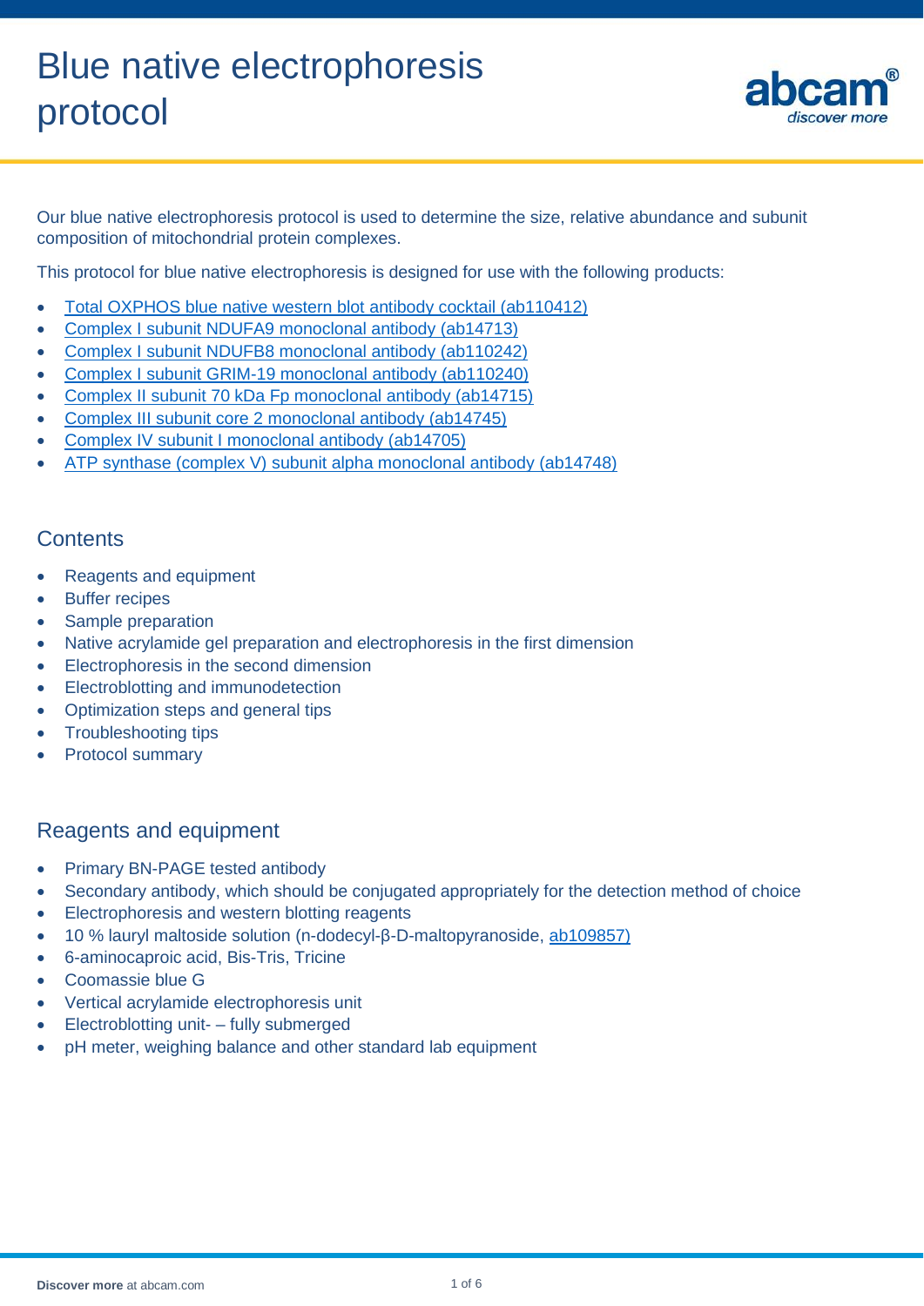# Blue native electrophoresis protocol

Our blue native electrophoresis protocol is used to determine the size, relative abundance and subunit composition of mitochondrial protein complexes.

This protocol for blue native electrophoresis is designed for use with the following products:

- Total OXPHOS blue native western blot antibody cocktail (ab110412)
- Complex I subunit NDUFA9 monoclonal antibody (ab14713)
- Complex I subunit NDUFB8 monoclonal antibody (ab110242)
- Complex I subunit GRIM-19 monoclonal antibody (ab110240)
- Complex II subunit 70 kDa Fp monoclonal antibody (ab14715)
- Complex III subunit core 2 monoclonal antibody (ab14745)
- Complex IV subunit I monoclonal antibody (ab14705)
- ATP synthase (complex V) subunit alpha monoclonal antibody (ab14748)

## Contents

- Reagents and equipment
- Buffer recipes
- Sample preparation
- Native acrylamide gel preparation and electrophoresis in the first dimension
- Electrophoresis in the second dimension
- Electroblotting and immunodetection
- Optimization steps and general tips
- Troubleshooting tips
- Protocol summary

## Reagents and equipment

- Primary BN-PAGE tested antibody
- Secondary antibody, which should be conjugated appropriately for the detection method of choice
- Electrophoresis and western blotting reagents
- 10 % lauryl maltoside solution (n-dodecyl-β-D-maltopyranoside, ab109857)
- 6-aminocaproic acid, Bis-Tris, Tricine
- Coomassie blue G
- Vertical acrylamide electrophoresis unit
- Electroblotting unit- – fully submerged
- pH meter, weighing balance and other standard lab equipment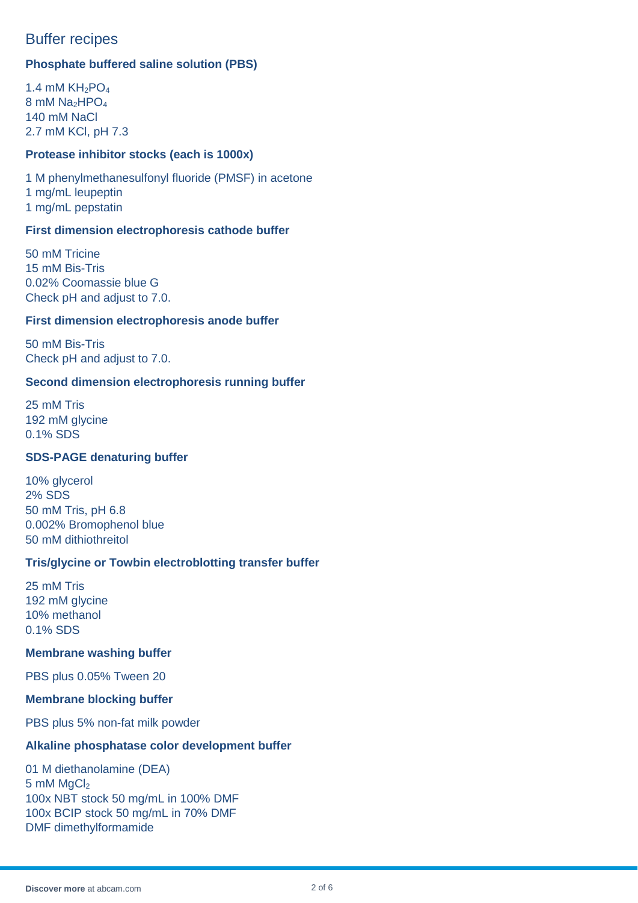## Buffer recipes

### Phosphate buffered saline solution (PBS)

1.4 mM $KH_2PO_4$
8 mM $Na_2HPO_4$
140 mM NaCl
2.7 mM KCl, pH 7.3

### Protease inhibitor stocks (each is 1000x)

1 M phenylmethanesulfonyl fluoride (PMSF) in acetone
1 mg/mL leupeptin
1 mg/mL pepstatin

### First dimension electrophoresis cathode buffer

50 mM Tricine
15 mM Bis-Tris
0.02% Coomassie blue G
Check pH and adjust to 7.0.

### First dimension electrophoresis anode buffer

50 mM Bis-Tris
Check pH and adjust to 7.0.

### Second dimension electrophoresis running buffer

25 mM Tris
192 mM glycine
0.1% SDS

### SDS-PAGE denaturing buffer

10% glycerol
2% SDS
50 mM Tris, pH 6.8
0.002% Bromophenol blue
50 mM dithiothreitol

### Tris/glycine or Towbin electroblotting transfer buffer

25 mM Tris
192 mM glycine
10% methanol
0.1% SDS

### Membrane washing buffer

PBS plus 0.05% Tween 20

### Membrane blocking buffer

PBS plus 5% non-fat milk powder

### Alkaline phosphatase color development buffer

01 M diethanolamine (DEA)
5 mM $MgCl_2$
100x NBT stock 50 mg/mL in 100% DMF
100x BCIP stock 50 mg/mL in 70% DMF
DMF dimethylformamide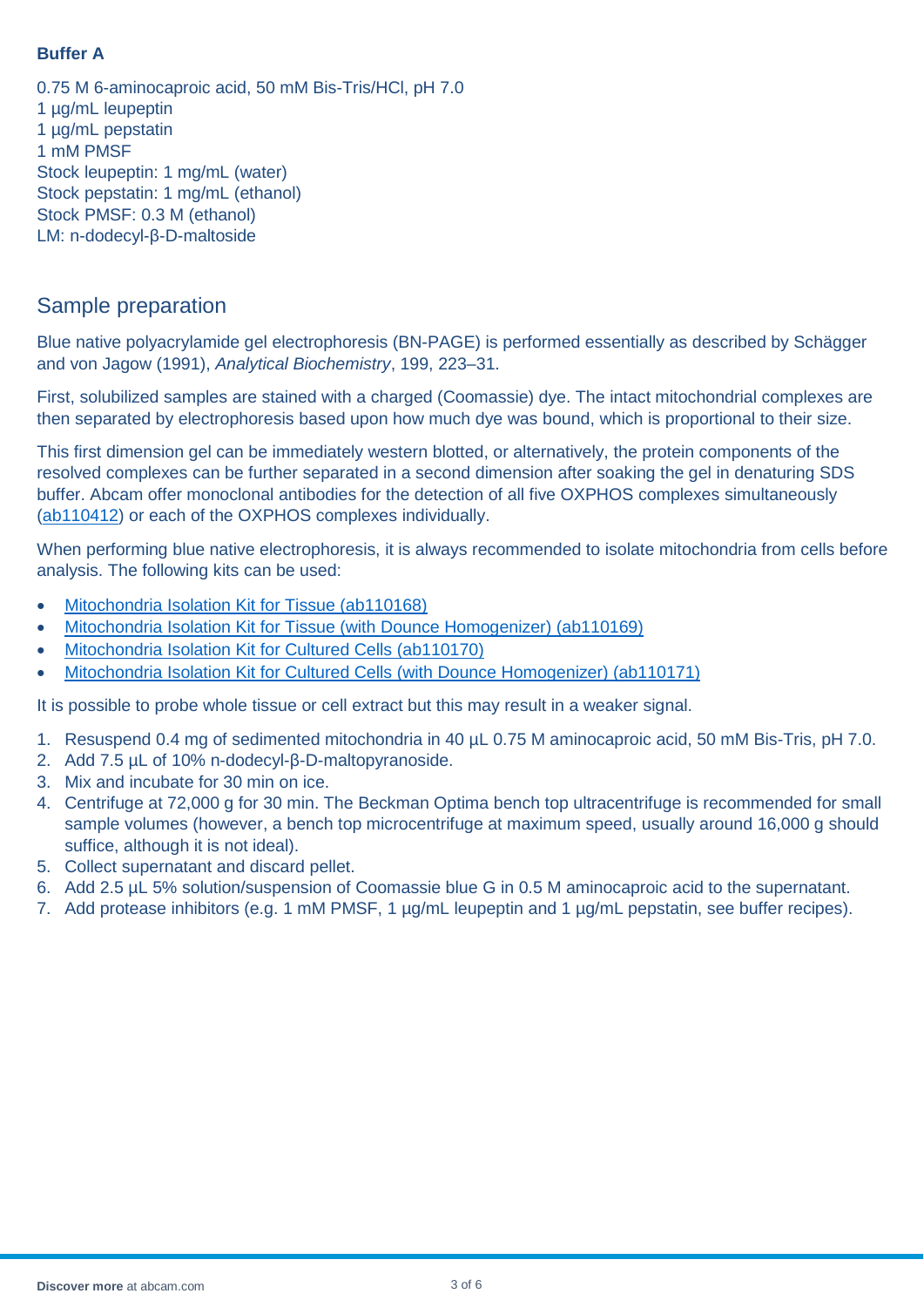**Buffer A**

0.75 M 6-aminocaproic acid, 50 mM Bis-Tris/HCl, pH 7.0
1 µg/mL leupeptin
1 µg/mL pepstatin
1 mM PMSF
Stock leupeptin: 1 mg/mL (water)
Stock pepstatin: 1 mg/mL (ethanol)
Stock PMSF: 0.3 M (ethanol)
LM: n-dodecyl-β-D-maltoside

## Sample preparation

Blue native polyacrylamide gel electrophoresis (BN-PAGE) is performed essentially as described by Schägger and von Jagow (1991), *Analytical Biochemistry*, 199, 223–31.

First, solubilized samples are stained with a charged (Coomassie) dye. The intact mitochondrial complexes are then separated by electrophoresis based upon how much dye was bound, which is proportional to their size.

This first dimension gel can be immediately western blotted, or alternatively, the protein components of the resolved complexes can be further separated in a second dimension after soaking the gel in denaturing SDS buffer. Abcam offer monoclonal antibodies for the detection of all five OXPHOS complexes simultaneously (ab110412) or each of the OXPHOS complexes individually.

When performing blue native electrophoresis, it is always recommended to isolate mitochondria from cells before analysis. The following kits can be used:

- Mitochondria Isolation Kit for Tissue (ab110168)
- Mitochondria Isolation Kit for Tissue (with Dounce Homogenizer) (ab110169)
- Mitochondria Isolation Kit for Cultured Cells (ab110170)
- Mitochondria Isolation Kit for Cultured Cells (with Dounce Homogenizer) (ab110171)

It is possible to probe whole tissue or cell extract but this may result in a weaker signal.

1. Resuspend 0.4 mg of sedimented mitochondria in 40 µL 0.75 M aminocaproic acid, 50 mM Bis-Tris, pH 7.0.
2. Add 7.5 µL of 10% n-dodecyl-β-D-maltopyranoside.
3. Mix and incubate for 30 min on ice.
4. Centrifuge at 72,000 g for 30 min. The Beckman Optima bench top ultracentrifuge is recommended for small sample volumes (however, a bench top microcentrifuge at maximum speed, usually around 16,000 g should suffice, although it is not ideal).
5. Collect supernatant and discard pellet.
6. Add 2.5 µL 5% solution/suspension of Coomassie blue G in 0.5 M aminocaproic acid to the supernatant.
7. Add protease inhibitors (e.g. 1 mM PMSF, 1 µg/mL leupeptin and 1 µg/mL pepstatin, see buffer recipes).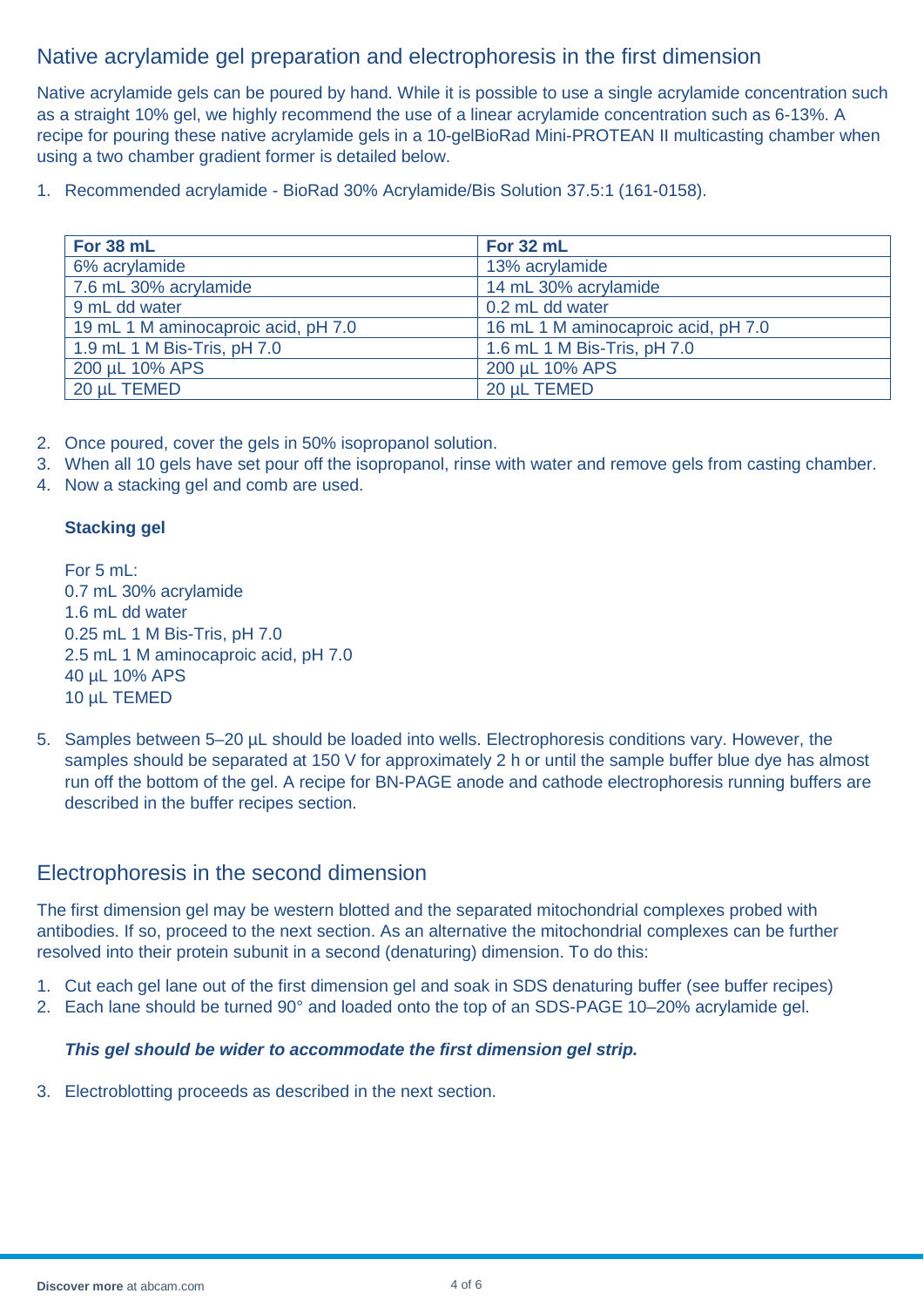## Native acrylamide gel preparation and electrophoresis in the first dimension

Native acrylamide gels can be poured by hand. While it is possible to use a single acrylamide concentration such as a straight 10% gel, we highly recommend the use of a linear acrylamide concentration such as 6-13%. A recipe for pouring these native acrylamide gels in a 10-gelBioRad Mini-PROTEAN II multicasting chamber when using a two chamber gradient former is detailed below.

1. Recommended acrylamide - BioRad 30% Acrylamide/Bis Solution 37.5:1 (161-0158).

| For 38 mL | For 32 mL |
|---|---|
| 6% acrylamide | 13% acrylamide |
| 7.6 mL 30% acrylamide | 14 mL 30% acrylamide |
| 9 mL dd water | 0.2 mL dd water |
| 19 mL 1 M aminocaproic acid, pH 7.0 | 16 mL 1 M aminocaproic acid, pH 7.0 |
| 1.9 mL 1 M Bis-Tris, pH 7.0 | 1.6 mL 1 M Bis-Tris, pH 7.0 |
| 200 µL 10% APS | 200 µL 10% APS |
| 20 µL TEMED | 20 µL TEMED |

2. Once poured, cover the gels in 50% isopropanol solution.
3. When all 10 gels have set pour off the isopropanol, rinse with water and remove gels from casting chamber.
4. Now a stacking gel and comb are used.

   **Stacking gel**

   For 5 mL:
   0.7 mL 30% acrylamide
   1.6 mL dd water
   0.25 mL 1 M Bis-Tris, pH 7.0
   2.5 mL 1 M aminocaproic acid, pH 7.0
   40 µL 10% APS
   10 µL TEMED

5. Samples between 5–20 µL should be loaded into wells. Electrophoresis conditions vary. However, the samples should be separated at 150 V for approximately 2 h or until the sample buffer blue dye has almost run off the bottom of the gel. A recipe for BN-PAGE anode and cathode electrophoresis running buffers are described in the buffer recipes section.

## Electrophoresis in the second dimension

The first dimension gel may be western blotted and the separated mitochondrial complexes probed with antibodies. If so, proceed to the next section. As an alternative the mitochondrial complexes can be further resolved into their protein subunit in a second (denaturing) dimension. To do this:

1. Cut each gel lane out of the first dimension gel and soak in SDS denaturing buffer (see buffer recipes)
2. Each lane should be turned 90° and loaded onto the top of an SDS-PAGE 10–20% acrylamide gel.

   ***This gel should be wider to accommodate the first dimension gel strip.***

3. Electroblotting proceeds as described in the next section.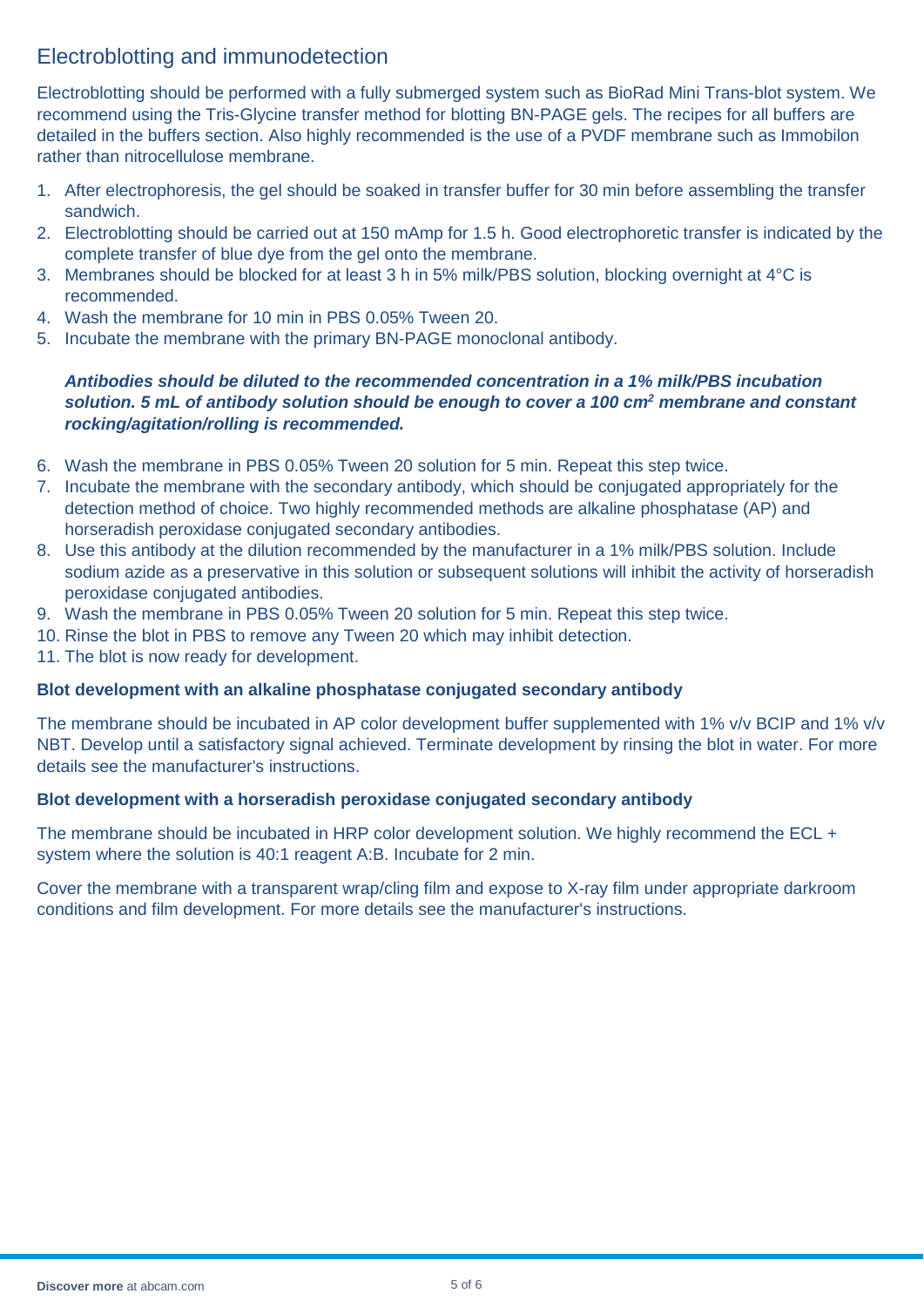## Electroblotting and immunodetection

Electroblotting should be performed with a fully submerged system such as BioRad Mini Trans-blot system. We recommend using the Tris-Glycine transfer method for blotting BN-PAGE gels. The recipes for all buffers are detailed in the buffers section. Also highly recommended is the use of a PVDF membrane such as Immobilon rather than nitrocellulose membrane.

1. After electrophoresis, the gel should be soaked in transfer buffer for 30 min before assembling the transfer sandwich.
2. Electroblotting should be carried out at 150 mAmp for 1.5 h. Good electrophoretic transfer is indicated by the complete transfer of blue dye from the gel onto the membrane.
3. Membranes should be blocked for at least 3 h in 5% milk/PBS solution, blocking overnight at 4°C is recommended.
4. Wash the membrane for 10 min in PBS 0.05% Tween 20.
5. Incubate the membrane with the primary BN-PAGE monoclonal antibody.

   ***Antibodies should be diluted to the recommended concentration in a 1% milk/PBS incubation solution. 5 mL of antibody solution should be enough to cover a 100 $cm^2$ membrane and constant rocking/agitation/rolling is recommended.***

6. Wash the membrane in PBS 0.05% Tween 20 solution for 5 min. Repeat this step twice.
7. Incubate the membrane with the secondary antibody, which should be conjugated appropriately for the detection method of choice. Two highly recommended methods are alkaline phosphatase (AP) and horseradish peroxidase conjugated secondary antibodies.
8. Use this antibody at the dilution recommended by the manufacturer in a 1% milk/PBS solution. Include sodium azide as a preservative in this solution or subsequent solutions will inhibit the activity of horseradish peroxidase conjugated antibodies.
9. Wash the membrane in PBS 0.05% Tween 20 solution for 5 min. Repeat this step twice.
10. Rinse the blot in PBS to remove any Tween 20 which may inhibit detection.
11. The blot is now ready for development.

**Blot development with an alkaline phosphatase conjugated secondary antibody**

The membrane should be incubated in AP color development buffer supplemented with 1% v/v BCIP and 1% v/v NBT. Develop until a satisfactory signal achieved. Terminate development by rinsing the blot in water. For more details see the manufacturer's instructions.

**Blot development with a horseradish peroxidase conjugated secondary antibody**

The membrane should be incubated in HRP color development solution. We highly recommend the ECL + system where the solution is 40:1 reagent A:B. Incubate for 2 min.

Cover the membrane with a transparent wrap/cling film and expose to X-ray film under appropriate darkroom conditions and film development. For more details see the manufacturer's instructions.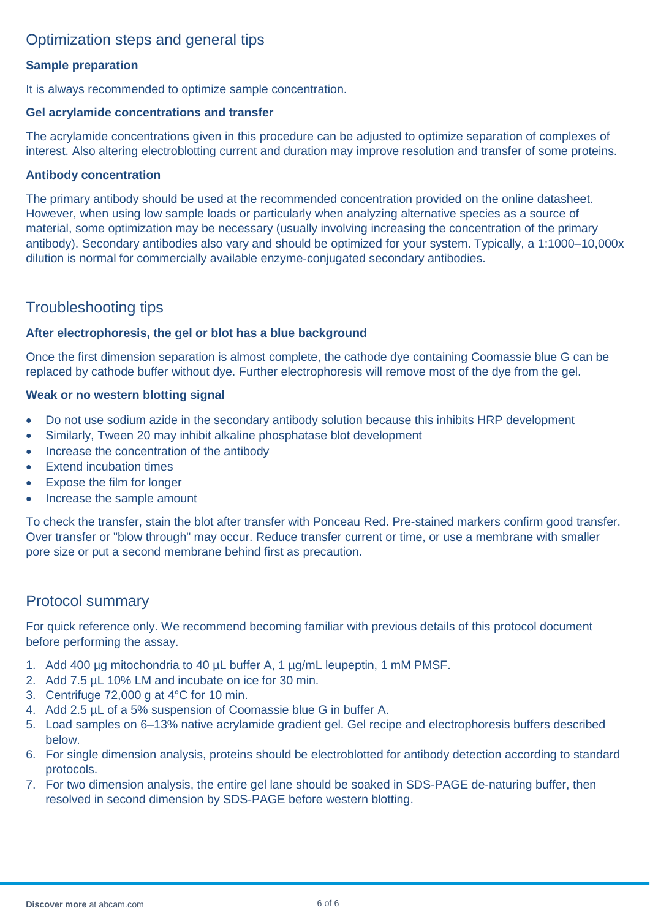## Optimization steps and general tips

### Sample preparation

It is always recommended to optimize sample concentration.

### Gel acrylamide concentrations and transfer

The acrylamide concentrations given in this procedure can be adjusted to optimize separation of complexes of interest. Also altering electroblotting current and duration may improve resolution and transfer of some proteins.

### Antibody concentration

The primary antibody should be used at the recommended concentration provided on the online datasheet. However, when using low sample loads or particularly when analyzing alternative species as a source of material, some optimization may be necessary (usually involving increasing the concentration of the primary antibody). Secondary antibodies also vary and should be optimized for your system. Typically, a 1:1000–10,000x dilution is normal for commercially available enzyme-conjugated secondary antibodies.

## Troubleshooting tips

### After electrophoresis, the gel or blot has a blue background

Once the first dimension separation is almost complete, the cathode dye containing Coomassie blue G can be replaced by cathode buffer without dye. Further electrophoresis will remove most of the dye from the gel.

### Weak or no western blotting signal

- Do not use sodium azide in the secondary antibody solution because this inhibits HRP development
- Similarly, Tween 20 may inhibit alkaline phosphatase blot development
- Increase the concentration of the antibody
- Extend incubation times
- Expose the film for longer
- Increase the sample amount

To check the transfer, stain the blot after transfer with Ponceau Red. Pre-stained markers confirm good transfer. Over transfer or "blow through" may occur. Reduce transfer current or time, or use a membrane with smaller pore size or put a second membrane behind first as precaution.

## Protocol summary

For quick reference only. We recommend becoming familiar with previous details of this protocol document before performing the assay.

1. Add 400 µg mitochondria to 40 µL buffer A, 1 µg/mL leupeptin, 1 mM PMSF.
2. Add 7.5 µL 10% LM and incubate on ice for 30 min.
3. Centrifuge 72,000 g at 4°C for 10 min.
4. Add 2.5 µL of a 5% suspension of Coomassie blue G in buffer A.
5. Load samples on 6–13% native acrylamide gradient gel. Gel recipe and electrophoresis buffers described below.
6. For single dimension analysis, proteins should be electroblotted for antibody detection according to standard protocols.
7. For two dimension analysis, the entire gel lane should be soaked in SDS-PAGE de-naturing buffer, then resolved in second dimension by SDS-PAGE before western blotting.